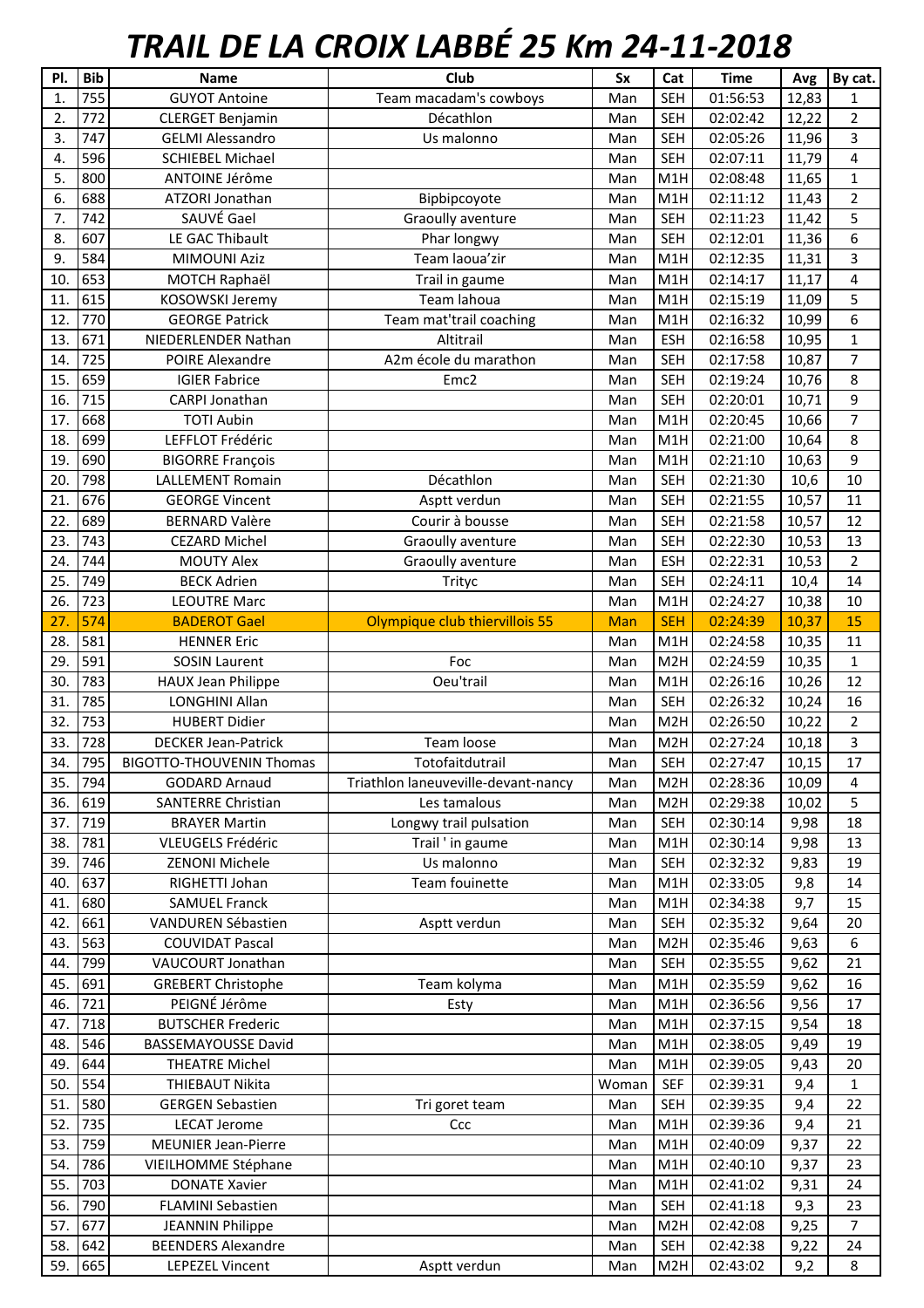# TRAIL DE LA CROIX LABBÉ 25 Km 24-11-2018

| Pl. | Bib | Name | Club | Sx | Cat | Time | Avg | By cat. |
|---|---|---|---|---|---|---|---|---|
| 1. | 755 | GUYOT Antoine | Team macadam's cowboys | Man | SEH | 01:56:53 | 12,83 | 1 |
| 2. | 772 | CLERGET Benjamin | Décathlon | Man | SEH | 02:02:42 | 12,22 | 2 |
| 3. | 747 | GELMI Alessandro | Us malonno | Man | SEH | 02:05:26 | 11,96 | 3 |
| 4. | 596 | SCHIEBEL Michael | | Man | SEH | 02:07:11 | 11,79 | 4 |
| 5. | 800 | ANTOINE Jérôme | | Man | M1H | 02:08:48 | 11,65 | 1 |
| 6. | 688 | ATZORI Jonathan | Bipbipcoyote | Man | M1H | 02:11:12 | 11,43 | 2 |
| 7. | 742 | SAUVÉ Gael | Graoully aventure | Man | SEH | 02:11:23 | 11,42 | 5 |
| 8. | 607 | LE GAC Thibault | Phar longwy | Man | SEH | 02:12:01 | 11,36 | 6 |
| 9. | 584 | MIMOUNI Aziz | Team laoua'zir | Man | M1H | 02:12:35 | 11,31 | 3 |
| 10. | 653 | MOTCH Raphaël | Trail in gaume | Man | M1H | 02:14:17 | 11,17 | 4 |
| 11. | 615 | KOSOWSKI Jeremy | Team lahoua | Man | M1H | 02:15:19 | 11,09 | 5 |
| 12. | 770 | GEORGE Patrick | Team mat'trail coaching | Man | M1H | 02:16:32 | 10,99 | 6 |
| 13. | 671 | NIEDERLENDER Nathan | Altitrail | Man | ESH | 02:16:58 | 10,95 | 1 |
| 14. | 725 | POIRE Alexandre | A2m école du marathon | Man | SEH | 02:17:58 | 10,87 | 7 |
| 15. | 659 | IGIER Fabrice | Emc2 | Man | SEH | 02:19:24 | 10,76 | 8 |
| 16. | 715 | CARPI Jonathan | | Man | SEH | 02:20:01 | 10,71 | 9 |
| 17. | 668 | TOTI Aubin | | Man | M1H | 02:20:45 | 10,66 | 7 |
| 18. | 699 | LEFFLOT Frédéric | | Man | M1H | 02:21:00 | 10,64 | 8 |
| 19. | 690 | BIGORRE François | | Man | M1H | 02:21:10 | 10,63 | 9 |
| 20. | 798 | LALLEMENT Romain | Décathlon | Man | SEH | 02:21:30 | 10,6 | 10 |
| 21. | 676 | GEORGE Vincent | Asptt verdun | Man | SEH | 02:21:55 | 10,57 | 11 |
| 22. | 689 | BERNARD Valère | Courir à bousse | Man | SEH | 02:21:58 | 10,57 | 12 |
| 23. | 743 | CEZARD Michel | Graoully aventure | Man | SEH | 02:22:30 | 10,53 | 13 |
| 24. | 744 | MOUTY Alex | Graoully aventure | Man | ESH | 02:22:31 | 10,53 | 2 |
| 25. | 749 | BECK Adrien | Trityc | Man | SEH | 02:24:11 | 10,4 | 14 |
| 26. | 723 | LEOUTRE Marc | | Man | M1H | 02:24:27 | 10,38 | 10 |
| 27. | 574 | BADEROT Gael | Olympique club thiervillois 55 | Man | SEH | 02:24:39 | 10,37 | 15 |
| 28. | 581 | HENNER Eric | | Man | M1H | 02:24:58 | 10,35 | 11 |
| 29. | 591 | SOSIN Laurent | Foc | Man | M2H | 02:24:59 | 10,35 | 1 |
| 30. | 783 | HAUX Jean Philippe | Oeu'trail | Man | M1H | 02:26:16 | 10,26 | 12 |
| 31. | 785 | LONGHINI Allan | | Man | SEH | 02:26:32 | 10,24 | 16 |
| 32. | 753 | HUBERT Didier | | Man | M2H | 02:26:50 | 10,22 | 2 |
| 33. | 728 | DECKER Jean-Patrick | Team loose | Man | M2H | 02:27:24 | 10,18 | 3 |
| 34. | 795 | BIGOTTO-THOUVENIN Thomas | Totofaitdutrail | Man | SEH | 02:27:47 | 10,15 | 17 |
| 35. | 794 | GODARD Arnaud | Triathlon laneuveville-devant-nancy | Man | M2H | 02:28:36 | 10,09 | 4 |
| 36. | 619 | SANTERRE Christian | Les tamalous | Man | M2H | 02:29:38 | 10,02 | 5 |
| 37. | 719 | BRAYER Martin | Longwy trail pulsation | Man | SEH | 02:30:14 | 9,98 | 18 |
| 38. | 781 | VLEUGELS Frédéric | Trail ' in gaume | Man | M1H | 02:30:14 | 9,98 | 13 |
| 39. | 746 | ZENONI Michele | Us malonno | Man | SEH | 02:32:32 | 9,83 | 19 |
| 40. | 637 | RIGHETTI Johan | Team fouinette | Man | M1H | 02:33:05 | 9,8 | 14 |
| 41. | 680 | SAMUEL Franck | | Man | M1H | 02:34:38 | 9,7 | 15 |
| 42. | 661 | VANDUREN Sébastien | Asptt verdun | Man | SEH | 02:35:32 | 9,64 | 20 |
| 43. | 563 | COUVIDAT Pascal | | Man | M2H | 02:35:46 | 9,63 | 6 |
| 44. | 799 | VAUCOURT Jonathan | | Man | SEH | 02:35:55 | 9,62 | 21 |
| 45. | 691 | GREBERT Christophe | Team kolyma | Man | M1H | 02:35:59 | 9,62 | 16 |
| 46. | 721 | PEIGNÉ Jérôme | Esty | Man | M1H | 02:36:56 | 9,56 | 17 |
| 47. | 718 | BUTSCHER Frederic | | Man | M1H | 02:37:15 | 9,54 | 18 |
| 48. | 546 | BASSEMAYOUSSE David | | Man | M1H | 02:38:05 | 9,49 | 19 |
| 49. | 644 | THEATRE Michel | | Man | M1H | 02:39:05 | 9,43 | 20 |
| 50. | 554 | THIEBAUT Nikita | | Woman | SEF | 02:39:31 | 9,4 | 1 |
| 51. | 580 | GERGEN Sebastien | Tri goret team | Man | SEH | 02:39:35 | 9,4 | 22 |
| 52. | 735 | LECAT Jerome | Ccc | Man | M1H | 02:39:36 | 9,4 | 21 |
| 53. | 759 | MEUNIER Jean-Pierre | | Man | M1H | 02:40:09 | 9,37 | 22 |
| 54. | 786 | VIEILHOMME Stéphane | | Man | M1H | 02:40:10 | 9,37 | 23 |
| 55. | 703 | DONATE Xavier | | Man | M1H | 02:41:02 | 9,31 | 24 |
| 56. | 790 | FLAMINI Sebastien | | Man | SEH | 02:41:18 | 9,3 | 23 |
| 57. | 677 | JEANNIN Philippe | | Man | M2H | 02:42:08 | 9,25 | 7 |
| 58. | 642 | BEENDERS Alexandre | | Man | SEH | 02:42:38 | 9,22 | 24 |
| 59. | 665 | LEPEZEL Vincent | Asptt verdun | Man | M2H | 02:43:02 | 9,2 | 8 |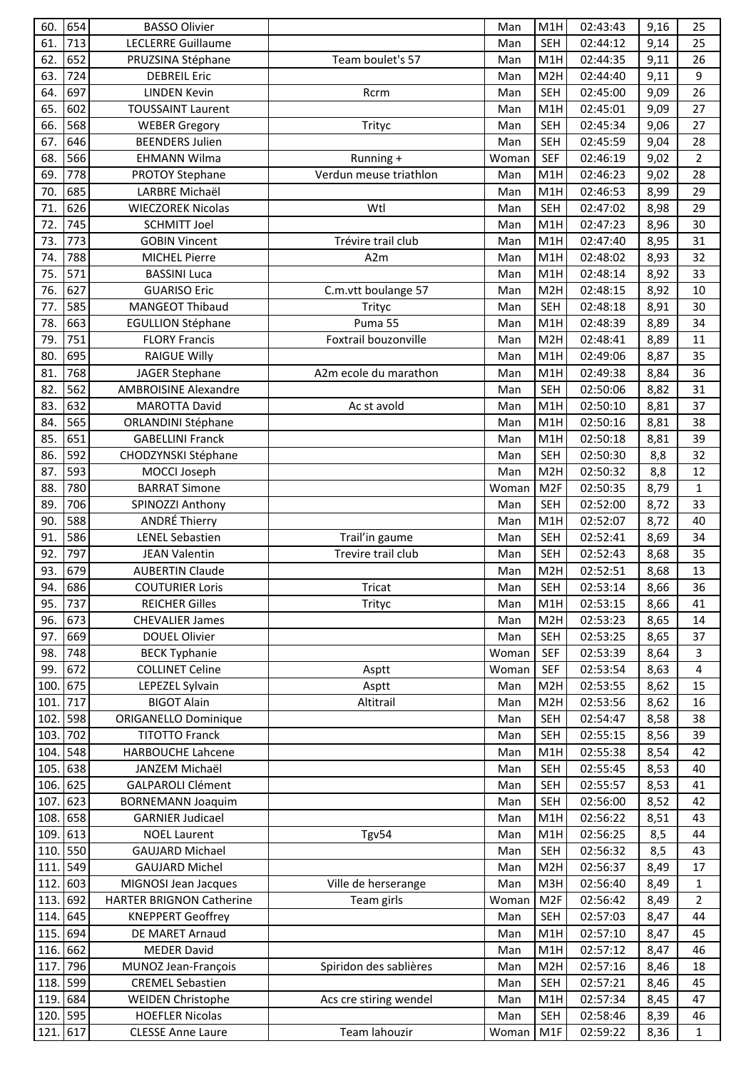| 60. | 654 | BASSO Olivier | | Man | M1H | 02:43:43 | 9,16 | 25 |
|---|---|---|---|---|---|---|---|---|
| 61. | 713 | LECLERRE Guillaume | | Man | SEH | 02:44:12 | 9,14 | 25 |
| 62. | 652 | PRUZSINA Stéphane | Team boulet's 57 | Man | M1H | 02:44:35 | 9,11 | 26 |
| 63. | 724 | DEBREIL Eric | | Man | M2H | 02:44:40 | 9,11 | 9 |
| 64. | 697 | LINDEN Kevin | Rcrm | Man | SEH | 02:45:00 | 9,09 | 26 |
| 65. | 602 | TOUSSAINT Laurent | | Man | M1H | 02:45:01 | 9,09 | 27 |
| 66. | 568 | WEBER Gregory | Trityc | Man | SEH | 02:45:34 | 9,06 | 27 |
| 67. | 646 | BEENDERS Julien | | Man | SEH | 02:45:59 | 9,04 | 28 |
| 68. | 566 | EHMANN Wilma | Running + | Woman | SEF | 02:46:19 | 9,02 | 2 |
| 69. | 778 | PROTOY Stephane | Verdun meuse triathlon | Man | M1H | 02:46:23 | 9,02 | 28 |
| 70. | 685 | LARBRE Michaël | | Man | M1H | 02:46:53 | 8,99 | 29 |
| 71. | 626 | WIECZOREK Nicolas | Wtl | Man | SEH | 02:47:02 | 8,98 | 29 |
| 72. | 745 | SCHMITT Joel | | Man | M1H | 02:47:23 | 8,96 | 30 |
| 73. | 773 | GOBIN Vincent | Trévire trail club | Man | M1H | 02:47:40 | 8,95 | 31 |
| 74. | 788 | MICHEL Pierre | A2m | Man | M1H | 02:48:02 | 8,93 | 32 |
| 75. | 571 | BASSINI Luca | | Man | M1H | 02:48:14 | 8,92 | 33 |
| 76. | 627 | GUARISO Eric | C.m.vtt boulange 57 | Man | M2H | 02:48:15 | 8,92 | 10 |
| 77. | 585 | MANGEOT Thibaud | Trityc | Man | SEH | 02:48:18 | 8,91 | 30 |
| 78. | 663 | EGULLION Stéphane | Puma 55 | Man | M1H | 02:48:39 | 8,89 | 34 |
| 79. | 751 | FLORY Francis | Foxtrail bouzonville | Man | M2H | 02:48:41 | 8,89 | 11 |
| 80. | 695 | RAIGUE Willy | | Man | M1H | 02:49:06 | 8,87 | 35 |
| 81. | 768 | JAGER Stephane | A2m ecole du marathon | Man | M1H | 02:49:38 | 8,84 | 36 |
| 82. | 562 | AMBROISINE Alexandre | | Man | SEH | 02:50:06 | 8,82 | 31 |
| 83. | 632 | MAROTTA David | Ac st avold | Man | M1H | 02:50:10 | 8,81 | 37 |
| 84. | 565 | ORLANDINI Stéphane | | Man | M1H | 02:50:16 | 8,81 | 38 |
| 85. | 651 | GABELLINI Franck | | Man | M1H | 02:50:18 | 8,81 | 39 |
| 86. | 592 | CHODZYNSKI Stéphane | | Man | SEH | 02:50:30 | 8,8 | 32 |
| 87. | 593 | MOCCI Joseph | | Man | M2H | 02:50:32 | 8,8 | 12 |
| 88. | 780 | BARRAT Simone | | Woman | M2F | 02:50:35 | 8,79 | 1 |
| 89. | 706 | SPINOZZI Anthony | | Man | SEH | 02:52:00 | 8,72 | 33 |
| 90. | 588 | ANDRÉ Thierry | | Man | M1H | 02:52:07 | 8,72 | 40 |
| 91. | 586 | LENEL Sebastien | Trail'in gaume | Man | SEH | 02:52:41 | 8,69 | 34 |
| 92. | 797 | JEAN Valentin | Trevire trail club | Man | SEH | 02:52:43 | 8,68 | 35 |
| 93. | 679 | AUBERTIN Claude | | Man | M2H | 02:52:51 | 8,68 | 13 |
| 94. | 686 | COUTURIER Loris | Tricat | Man | SEH | 02:53:14 | 8,66 | 36 |
| 95. | 737 | REICHER Gilles | Trityc | Man | M1H | 02:53:15 | 8,66 | 41 |
| 96. | 673 | CHEVALIER James | | Man | M2H | 02:53:23 | 8,65 | 14 |
| 97. | 669 | DOUEL Olivier | | Man | SEH | 02:53:25 | 8,65 | 37 |
| 98. | 748 | BECK Typhanie | | Woman | SEF | 02:53:39 | 8,64 | 3 |
| 99. | 672 | COLLINET Celine | Asptt | Woman | SEF | 02:53:54 | 8,63 | 4 |
| 100. | 675 | LEPEZEL Sylvain | Asptt | Man | M2H | 02:53:55 | 8,62 | 15 |
| 101. | 717 | BIGOT Alain | Altitrail | Man | M2H | 02:53:56 | 8,62 | 16 |
| 102. | 598 | ORIGANELLO Dominique | | Man | SEH | 02:54:47 | 8,58 | 38 |
| 103. | 702 | TITOTTO Franck | | Man | SEH | 02:55:15 | 8,56 | 39 |
| 104. | 548 | HARBOUCHE Lahcene | | Man | M1H | 02:55:38 | 8,54 | 42 |
| 105. | 638 | JANZEM Michaël | | Man | SEH | 02:55:45 | 8,53 | 40 |
| 106. | 625 | GALPAROLI Clément | | Man | SEH | 02:55:57 | 8,53 | 41 |
| 107. | 623 | BORNEMANN Joaquim | | Man | SEH | 02:56:00 | 8,52 | 42 |
| 108. | 658 | GARNIER Judicael | | Man | M1H | 02:56:22 | 8,51 | 43 |
| 109. | 613 | NOEL Laurent | Tgv54 | Man | M1H | 02:56:25 | 8,5 | 44 |
| 110. | 550 | GAUJARD Michael | | Man | SEH | 02:56:32 | 8,5 | 43 |
| 111. | 549 | GAUJARD Michel | | Man | M2H | 02:56:37 | 8,49 | 17 |
| 112. | 603 | MIGNOSI Jean Jacques | Ville de herserange | Man | M3H | 02:56:40 | 8,49 | 1 |
| 113. | 692 | HARTER BRIGNON Catherine | Team girls | Woman | M2F | 02:56:42 | 8,49 | 2 |
| 114. | 645 | KNEPPERT Geoffrey | | Man | SEH | 02:57:03 | 8,47 | 44 |
| 115. | 694 | DE MARET Arnaud | | Man | M1H | 02:57:10 | 8,47 | 45 |
| 116. | 662 | MEDER David | | Man | M1H | 02:57:12 | 8,47 | 46 |
| 117. | 796 | MUNOZ Jean-François | Spiridon des sablières | Man | M2H | 02:57:16 | 8,46 | 18 |
| 118. | 599 | CREMEL Sebastien | | Man | SEH | 02:57:21 | 8,46 | 45 |
| 119. | 684 | WEIDEN Christophe | Acs cre stiring wendel | Man | M1H | 02:57:34 | 8,45 | 47 |
| 120. | 595 | HOEFLER Nicolas | | Man | SEH | 02:58:46 | 8,39 | 46 |
| 121. | 617 | CLESSE Anne Laure | Team lahouzir | Woman | M1F | 02:59:22 | 8,36 | 1 |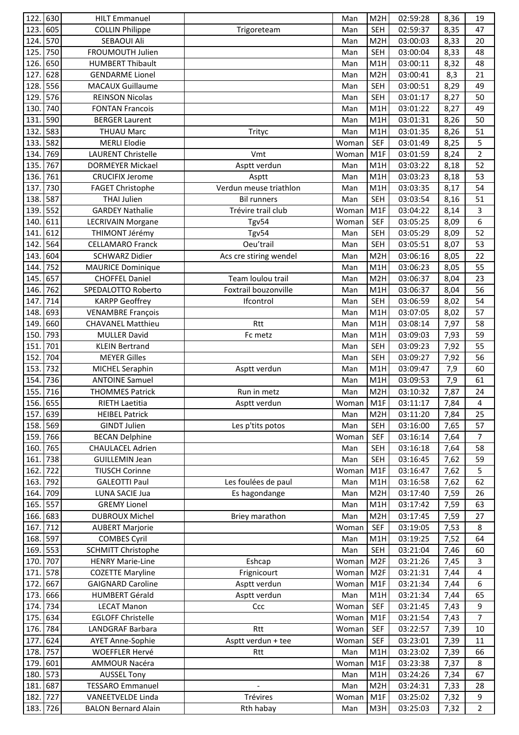| | | | | | | | | |
|---|---|---|---|---|---|---|---|---|
| 122. | 630 | HILT Emmanuel | | Man | M2H | 02:59:28 | 8,36 | 19 |
| 123. | 605 | COLLIN Philippe | Trigoreteam | Man | SEH | 02:59:37 | 8,35 | 47 |
| 124. | 570 | SEBAOUI Ali | | Man | M2H | 03:00:03 | 8,33 | 20 |
| 125. | 750 | FROUMOUTH Julien | | Man | SEH | 03:00:04 | 8,33 | 48 |
| 126. | 650 | HUMBERT Thibault | | Man | M1H | 03:00:11 | 8,32 | 48 |
| 127. | 628 | GENDARME Lionel | | Man | M2H | 03:00:41 | 8,3 | 21 |
| 128. | 556 | MACAUX Guillaume | | Man | SEH | 03:00:51 | 8,29 | 49 |
| 129. | 576 | REINSON Nicolas | | Man | SEH | 03:01:17 | 8,27 | 50 |
| 130. | 740 | FONTAN Francois | | Man | M1H | 03:01:22 | 8,27 | 49 |
| 131. | 590 | BERGER Laurent | | Man | M1H | 03:01:31 | 8,26 | 50 |
| 132. | 583 | THUAU Marc | Trityc | Man | M1H | 03:01:35 | 8,26 | 51 |
| 133. | 582 | MERLI Elodie | | Woman | SEF | 03:01:49 | 8,25 | 5 |
| 134. | 769 | LAURENT Christelle | Vmt | Woman | M1F | 03:01:59 | 8,24 | 2 |
| 135. | 767 | DORMEYER Mickael | Asptt verdun | Man | M1H | 03:03:22 | 8,18 | 52 |
| 136. | 761 | CRUCIFIX Jerome | Asptt | Man | M1H | 03:03:23 | 8,18 | 53 |
| 137. | 730 | FAGET Christophe | Verdun meuse triathlon | Man | M1H | 03:03:35 | 8,17 | 54 |
| 138. | 587 | THAI Julien | Bil runners | Man | SEH | 03:03:54 | 8,16 | 51 |
| 139. | 552 | GARDEY Nathalie | Trévire trail club | Woman | M1F | 03:04:22 | 8,14 | 3 |
| 140. | 611 | LECRIVAIN Morgane | Tgv54 | Woman | SEF | 03:05:25 | 8,09 | 6 |
| 141. | 612 | THIMONT Jérémy | Tgv54 | Man | SEH | 03:05:29 | 8,09 | 52 |
| 142. | 564 | CELLAMARO Franck | Oeu'trail | Man | SEH | 03:05:51 | 8,07 | 53 |
| 143. | 604 | SCHWARZ Didier | Acs cre stiring wendel | Man | M2H | 03:06:16 | 8,05 | 22 |
| 144. | 752 | MAURICE Dominique | | Man | M1H | 03:06:23 | 8,05 | 55 |
| 145. | 657 | CHOFFEL Daniel | Team loulou trail | Man | M2H | 03:06:37 | 8,04 | 23 |
| 146. | 762 | SPEDALOTTO Roberto | Foxtrail bouzonville | Man | M1H | 03:06:37 | 8,04 | 56 |
| 147. | 714 | KARPP Geoffrey | Ifcontrol | Man | SEH | 03:06:59 | 8,02 | 54 |
| 148. | 693 | VENAMBRE François | | Man | M1H | 03:07:05 | 8,02 | 57 |
| 149. | 660 | CHAVANEL Matthieu | Rtt | Man | M1H | 03:08:14 | 7,97 | 58 |
| 150. | 793 | MULLER David | Fc metz | Man | M1H | 03:09:03 | 7,93 | 59 |
| 151. | 701 | KLEIN Bertrand | | Man | SEH | 03:09:23 | 7,92 | 55 |
| 152. | 704 | MEYER Gilles | | Man | SEH | 03:09:27 | 7,92 | 56 |
| 153. | 732 | MICHEL Seraphin | Asptt verdun | Man | M1H | 03:09:47 | 7,9 | 60 |
| 154. | 736 | ANTOINE Samuel | | Man | M1H | 03:09:53 | 7,9 | 61 |
| 155. | 716 | THOMMES Patrick | Run in metz | Man | M2H | 03:10:32 | 7,87 | 24 |
| 156. | 655 | RIETH Laetitia | Asptt verdun | Woman | M1F | 03:11:17 | 7,84 | 4 |
| 157. | 639 | HEIBEL Patrick | | Man | M2H | 03:11:20 | 7,84 | 25 |
| 158. | 569 | GINDT Julien | Les p'tits potos | Man | SEH | 03:16:00 | 7,65 | 57 |
| 159. | 766 | BECAN Delphine | | Woman | SEF | 03:16:14 | 7,64 | 7 |
| 160. | 765 | CHAULACEL Adrien | | Man | SEH | 03:16:18 | 7,64 | 58 |
| 161. | 738 | GUILLEMIN Jean | | Man | SEH | 03:16:45 | 7,62 | 59 |
| 162. | 722 | TIUSCH Corinne | | Woman | M1F | 03:16:47 | 7,62 | 5 |
| 163. | 792 | GALEOTTI Paul | Les foulées de paul | Man | M1H | 03:16:58 | 7,62 | 62 |
| 164. | 709 | LUNA SACIE Jua | Es hagondange | Man | M2H | 03:17:40 | 7,59 | 26 |
| 165. | 557 | GREMY Lionel | | Man | M1H | 03:17:42 | 7,59 | 63 |
| 166. | 683 | DUBROUX Michel | Briey marathon | Man | M2H | 03:17:45 | 7,59 | 27 |
| 167. | 712 | AUBERT Marjorie | | Woman | SEF | 03:19:05 | 7,53 | 8 |
| 168. | 597 | COMBES Cyril | | Man | M1H | 03:19:25 | 7,52 | 64 |
| 169. | 553 | SCHMITT Christophe | | Man | SEH | 03:21:04 | 7,46 | 60 |
| 170. | 707 | HENRY Marie-Line | Eshcap | Woman | M2F | 03:21:26 | 7,45 | 3 |
| 171. | 578 | COZETTE Maryline | Frignicourt | Woman | M2F | 03:21:31 | 7,44 | 4 |
| 172. | 667 | GAIGNARD Caroline | Asptt verdun | Woman | M1F | 03:21:34 | 7,44 | 6 |
| 173. | 666 | HUMBERT Gérald | Asptt verdun | Man | M1H | 03:21:34 | 7,44 | 65 |
| 174. | 734 | LECAT Manon | Ccc | Woman | SEF | 03:21:45 | 7,43 | 9 |
| 175. | 634 | EGLOFF Christelle | | Woman | M1F | 03:21:54 | 7,43 | 7 |
| 176. | 784 | LANDGRAF Barbara | Rtt | Woman | SEF | 03:22:57 | 7,39 | 10 |
| 177. | 624 | AYET Anne-Sophie | Asptt verdun + tee | Woman | SEF | 03:23:01 | 7,39 | 11 |
| 178. | 757 | WOEFFLER Hervé | Rtt | Man | M1H | 03:23:02 | 7,39 | 66 |
| 179. | 601 | AMMOUR Nacéra | | Woman | M1F | 03:23:38 | 7,37 | 8 |
| 180. | 573 | AUSSEL Tony | | Man | M1H | 03:24:26 | 7,34 | 67 |
| 181. | 687 | TESSARO Emmanuel | - | Man | M2H | 03:24:31 | 7,33 | 28 |
| 182. | 727 | VANEETVELDE Linda | Trévires | Woman | M1F | 03:25:02 | 7,32 | 9 |
| 183. | 726 | BALON Bernard Alain | Rth habay | Man | M3H | 03:25:03 | 7,32 | 2 |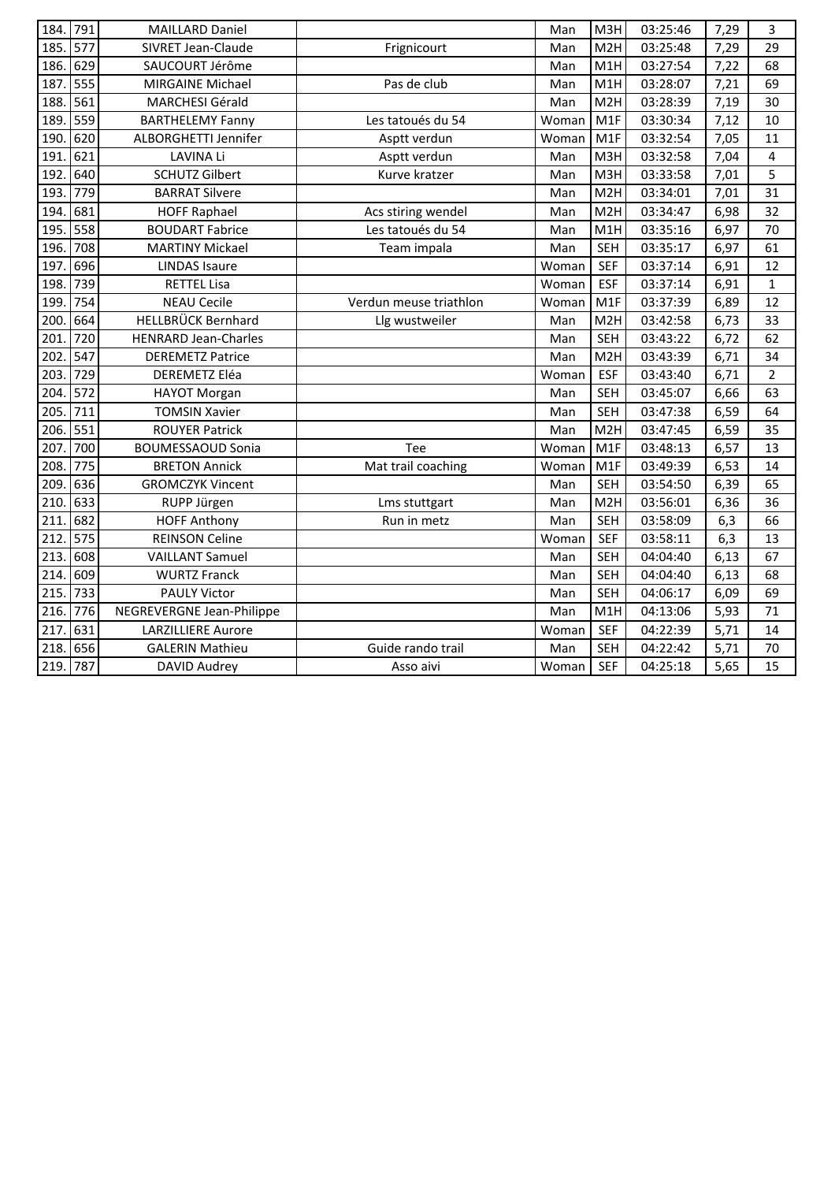| | | | | | | | | |
|---|---|---|---|---|---|---|---|---|
| 184. | 791 | MAILLARD Daniel | | Man | M3H | 03:25:46 | 7,29 | 3 |
| 185. | 577 | SIVRET Jean-Claude | Frignicourt | Man | M2H | 03:25:48 | 7,29 | 29 |
| 186. | 629 | SAUCOURT Jérôme | | Man | M1H | 03:27:54 | 7,22 | 68 |
| 187. | 555 | MIRGAINE Michael | Pas de club | Man | M1H | 03:28:07 | 7,21 | 69 |
| 188. | 561 | MARCHESI Gérald | | Man | M2H | 03:28:39 | 7,19 | 30 |
| 189. | 559 | BARTHELEMY Fanny | Les tatoués du 54 | Woman | M1F | 03:30:34 | 7,12 | 10 |
| 190. | 620 | ALBORGHETTI Jennifer | Asptt verdun | Woman | M1F | 03:32:54 | 7,05 | 11 |
| 191. | 621 | LAVINA Li | Asptt verdun | Man | M3H | 03:32:58 | 7,04 | 4 |
| 192. | 640 | SCHUTZ Gilbert | Kurve kratzer | Man | M3H | 03:33:58 | 7,01 | 5 |
| 193. | 779 | BARRAT Silvere | | Man | M2H | 03:34:01 | 7,01 | 31 |
| 194. | 681 | HOFF Raphael | Acs stiring wendel | Man | M2H | 03:34:47 | 6,98 | 32 |
| 195. | 558 | BOUDART Fabrice | Les tatoués du 54 | Man | M1H | 03:35:16 | 6,97 | 70 |
| 196. | 708 | MARTINY Mickael | Team impala | Man | SEH | 03:35:17 | 6,97 | 61 |
| 197. | 696 | LINDAS Isaure | | Woman | SEF | 03:37:14 | 6,91 | 12 |
| 198. | 739 | RETTEL Lisa | | Woman | ESF | 03:37:14 | 6,91 | 1 |
| 199. | 754 | NEAU Cecile | Verdun meuse triathlon | Woman | M1F | 03:37:39 | 6,89 | 12 |
| 200. | 664 | HELLBRÜCK Bernhard | Llg wustweiler | Man | M2H | 03:42:58 | 6,73 | 33 |
| 201. | 720 | HENRARD Jean-Charles | | Man | SEH | 03:43:22 | 6,72 | 62 |
| 202. | 547 | DEREMETZ Patrice | | Man | M2H | 03:43:39 | 6,71 | 34 |
| 203. | 729 | DEREMETZ Eléa | | Woman | ESF | 03:43:40 | 6,71 | 2 |
| 204. | 572 | HAYOT Morgan | | Man | SEH | 03:45:07 | 6,66 | 63 |
| 205. | 711 | TOMSIN Xavier | | Man | SEH | 03:47:38 | 6,59 | 64 |
| 206. | 551 | ROUYER Patrick | | Man | M2H | 03:47:45 | 6,59 | 35 |
| 207. | 700 | BOUMESSAOUD Sonia | Tee | Woman | M1F | 03:48:13 | 6,57 | 13 |
| 208. | 775 | BRETON Annick | Mat trail coaching | Woman | M1F | 03:49:39 | 6,53 | 14 |
| 209. | 636 | GROMCZYK Vincent | | Man | SEH | 03:54:50 | 6,39 | 65 |
| 210. | 633 | RUPP Jürgen | Lms stuttgart | Man | M2H | 03:56:01 | 6,36 | 36 |
| 211. | 682 | HOFF Anthony | Run in metz | Man | SEH | 03:58:09 | 6,3 | 66 |
| 212. | 575 | REINSON Celine | | Woman | SEF | 03:58:11 | 6,3 | 13 |
| 213. | 608 | VAILLANT Samuel | | Man | SEH | 04:04:40 | 6,13 | 67 |
| 214. | 609 | WURTZ Franck | | Man | SEH | 04:04:40 | 6,13 | 68 |
| 215. | 733 | PAULY Victor | | Man | SEH | 04:06:17 | 6,09 | 69 |
| 216. | 776 | NEGREVERGNE Jean-Philippe | | Man | M1H | 04:13:06 | 5,93 | 71 |
| 217. | 631 | LARZILLIERE Aurore | | Woman | SEF | 04:22:39 | 5,71 | 14 |
| 218. | 656 | GALERIN Mathieu | Guide rando trail | Man | SEH | 04:22:42 | 5,71 | 70 |
| 219. | 787 | DAVID Audrey | Asso aivi | Woman | SEF | 04:25:18 | 5,65 | 15 |